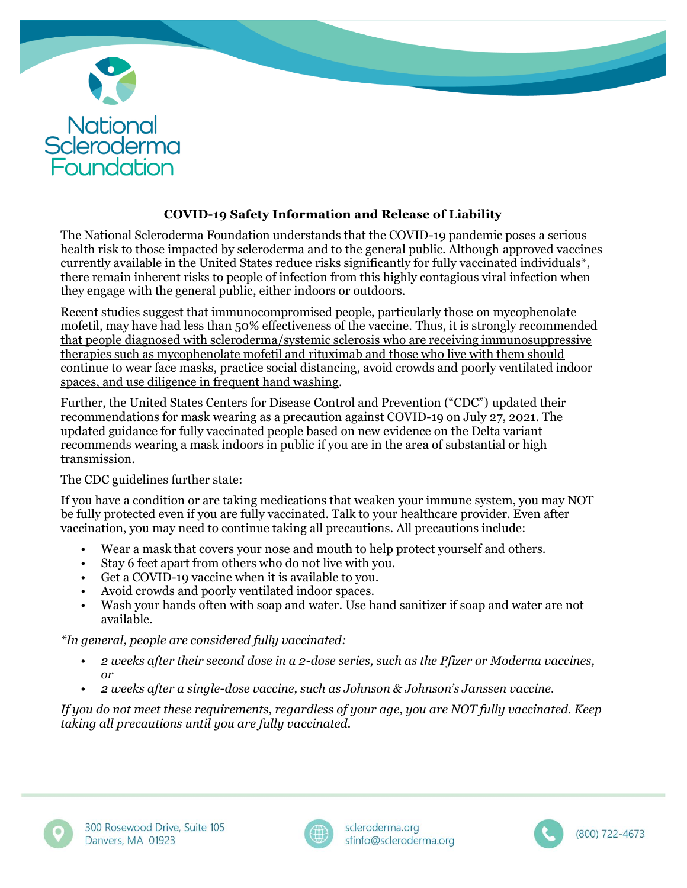National Scleroderma Foundation

## COVID-19 Safety Information and Release of Liability

The National Scleroderma Foundation understands that the COVID-19 pandemic poses a serious health risk to those impacted by scleroderma and to the general public. Although approved vaccines currently available in the United States reduce risks significantly for fully vaccinated individuals*, there remain inherent risks to people of infection from this highly contagious viral infection when they engage with the general public, either indoors or outdoors.

Recent studies suggest that immunocompromised people, particularly those on mycophenolate mofetil, may have had less than 50% effectiveness of the vaccine. <u>Thus, it is strongly recommended that people diagnosed with scleroderma/systemic sclerosis who are receiving immunosuppressive therapies such as mycophenolate mofetil and rituximab and those who live with them should continue to wear face masks, practice social distancing, avoid crowds and poorly ventilated indoor spaces, and use diligence in frequent hand washing</u>.

Further, the United States Centers for Disease Control and Prevention ("CDC") updated their recommendations for mask wearing as a precaution against COVID-19 on July 27, 2021. The updated guidance for fully vaccinated people based on new evidence on the Delta variant recommends wearing a mask indoors in public if you are in the area of substantial or high transmission.

The CDC guidelines further state:

If you have a condition or are taking medications that weaken your immune system, you may NOT be fully protected even if you are fully vaccinated. Talk to your healthcare provider. Even after vaccination, you may need to continue taking all precautions. All precautions include:

- Wear a mask that covers your nose and mouth to help protect yourself and others.
- Stay 6 feet apart from others who do not live with you.
- Get a COVID-19 vaccine when it is available to you.
- Avoid crowds and poorly ventilated indoor spaces.
- Wash your hands often with soap and water. Use hand sanitizer if soap and water are not available.

*\*In general, people are considered fully vaccinated:*

- *2 weeks after their second dose in a 2-dose series, such as the Pfizer or Moderna vaccines, or*
- *2 weeks after a single-dose vaccine, such as Johnson & Johnson's Janssen vaccine.*

*If you do not meet these requirements, regardless of your age, you are NOT fully vaccinated. Keep taking all precautions until you are fully vaccinated.*

300 Rosewood Drive, Suite 105
Danvers, MA 01923

scleroderma.org
sfinfo@scleroderma.org

(800) 722-4673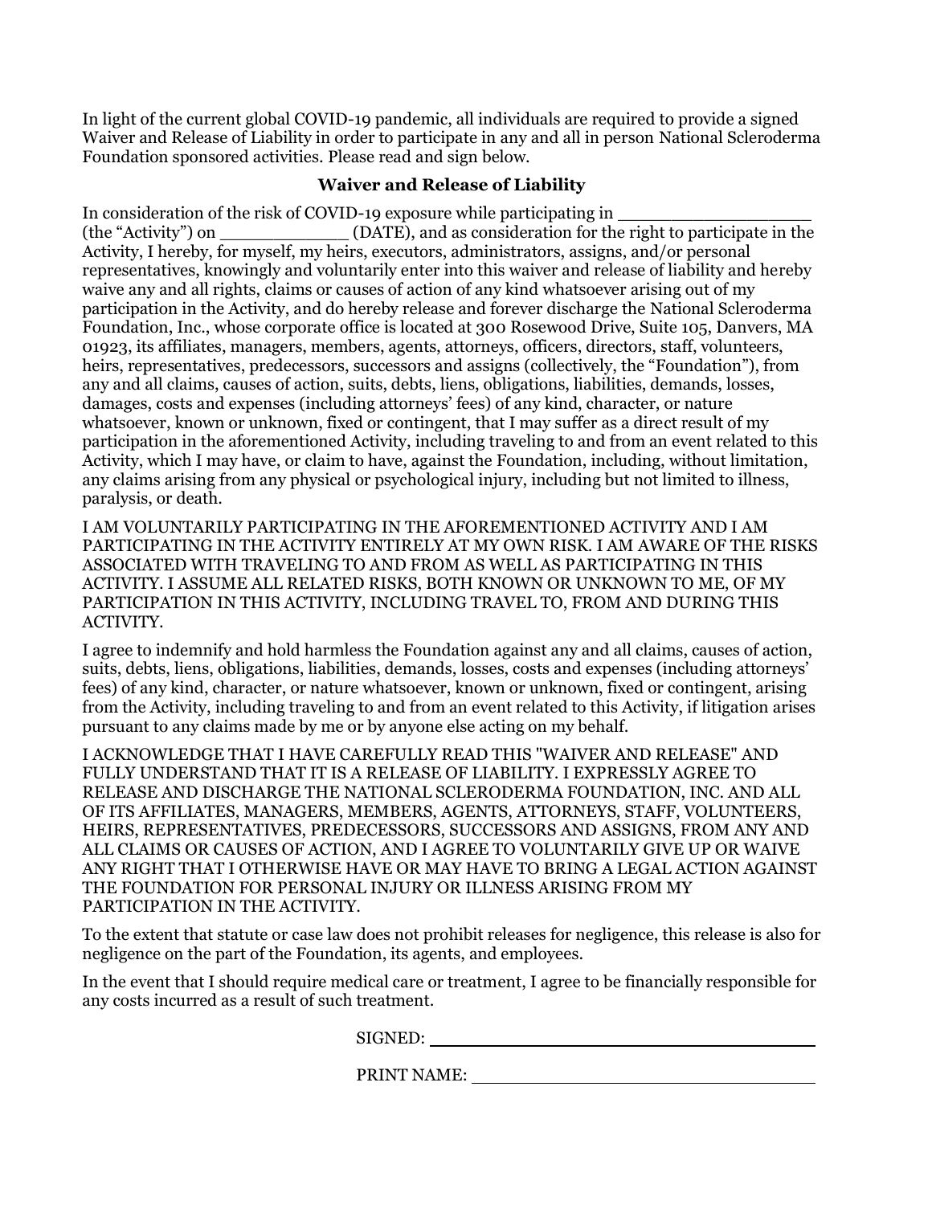In light of the current global COVID-19 pandemic, all individuals are required to provide a signed Waiver and Release of Liability in order to participate in any and all in person National Scleroderma Foundation sponsored activities. Please read and sign below.

**Waiver and Release of Liability**

In consideration of the risk of COVID-19 exposure while participating in __________________ (the "Activity") on ____________ (DATE), and as consideration for the right to participate in the Activity, I hereby, for myself, my heirs, executors, administrators, assigns, and/or personal representatives, knowingly and voluntarily enter into this waiver and release of liability and hereby waive any and all rights, claims or causes of action of any kind whatsoever arising out of my participation in the Activity, and do hereby release and forever discharge the National Scleroderma Foundation, Inc., whose corporate office is located at 300 Rosewood Drive, Suite 105, Danvers, MA 01923, its affiliates, managers, members, agents, attorneys, officers, directors, staff, volunteers, heirs, representatives, predecessors, successors and assigns (collectively, the "Foundation"), from any and all claims, causes of action, suits, debts, liens, obligations, liabilities, demands, losses, damages, costs and expenses (including attorneys' fees) of any kind, character, or nature whatsoever, known or unknown, fixed or contingent, that I may suffer as a direct result of my participation in the aforementioned Activity, including traveling to and from an event related to this Activity, which I may have, or claim to have, against the Foundation, including, without limitation, any claims arising from any physical or psychological injury, including but not limited to illness, paralysis, or death.

I AM VOLUNTARILY PARTICIPATING IN THE AFOREMENTIONED ACTIVITY AND I AM PARTICIPATING IN THE ACTIVITY ENTIRELY AT MY OWN RISK. I AM AWARE OF THE RISKS ASSOCIATED WITH TRAVELING TO AND FROM AS WELL AS PARTICIPATING IN THIS ACTIVITY. I ASSUME ALL RELATED RISKS, BOTH KNOWN OR UNKNOWN TO ME, OF MY PARTICIPATION IN THIS ACTIVITY, INCLUDING TRAVEL TO, FROM AND DURING THIS ACTIVITY.

I agree to indemnify and hold harmless the Foundation against any and all claims, causes of action, suits, debts, liens, obligations, liabilities, demands, losses, costs and expenses (including attorneys' fees) of any kind, character, or nature whatsoever, known or unknown, fixed or contingent, arising from the Activity, including traveling to and from an event related to this Activity, if litigation arises pursuant to any claims made by me or by anyone else acting on my behalf.

I ACKNOWLEDGE THAT I HAVE CAREFULLY READ THIS "WAIVER AND RELEASE" AND FULLY UNDERSTAND THAT IT IS A RELEASE OF LIABILITY. I EXPRESSLY AGREE TO RELEASE AND DISCHARGE THE NATIONAL SCLERODERMA FOUNDATION, INC. AND ALL OF ITS AFFILIATES, MANAGERS, MEMBERS, AGENTS, ATTORNEYS, STAFF, VOLUNTEERS, HEIRS, REPRESENTATIVES, PREDECESSORS, SUCCESSORS AND ASSIGNS, FROM ANY AND ALL CLAIMS OR CAUSES OF ACTION, AND I AGREE TO VOLUNTARILY GIVE UP OR WAIVE ANY RIGHT THAT I OTHERWISE HAVE OR MAY HAVE TO BRING A LEGAL ACTION AGAINST THE FOUNDATION FOR PERSONAL INJURY OR ILLNESS ARISING FROM MY PARTICIPATION IN THE ACTIVITY.

To the extent that statute or case law does not prohibit releases for negligence, this release is also for negligence on the part of the Foundation, its agents, and employees.

In the event that I should require medical care or treatment, I agree to be financially responsible for any costs incurred as a result of such treatment.

SIGNED: ________________________________

PRINT NAME: ____________________________